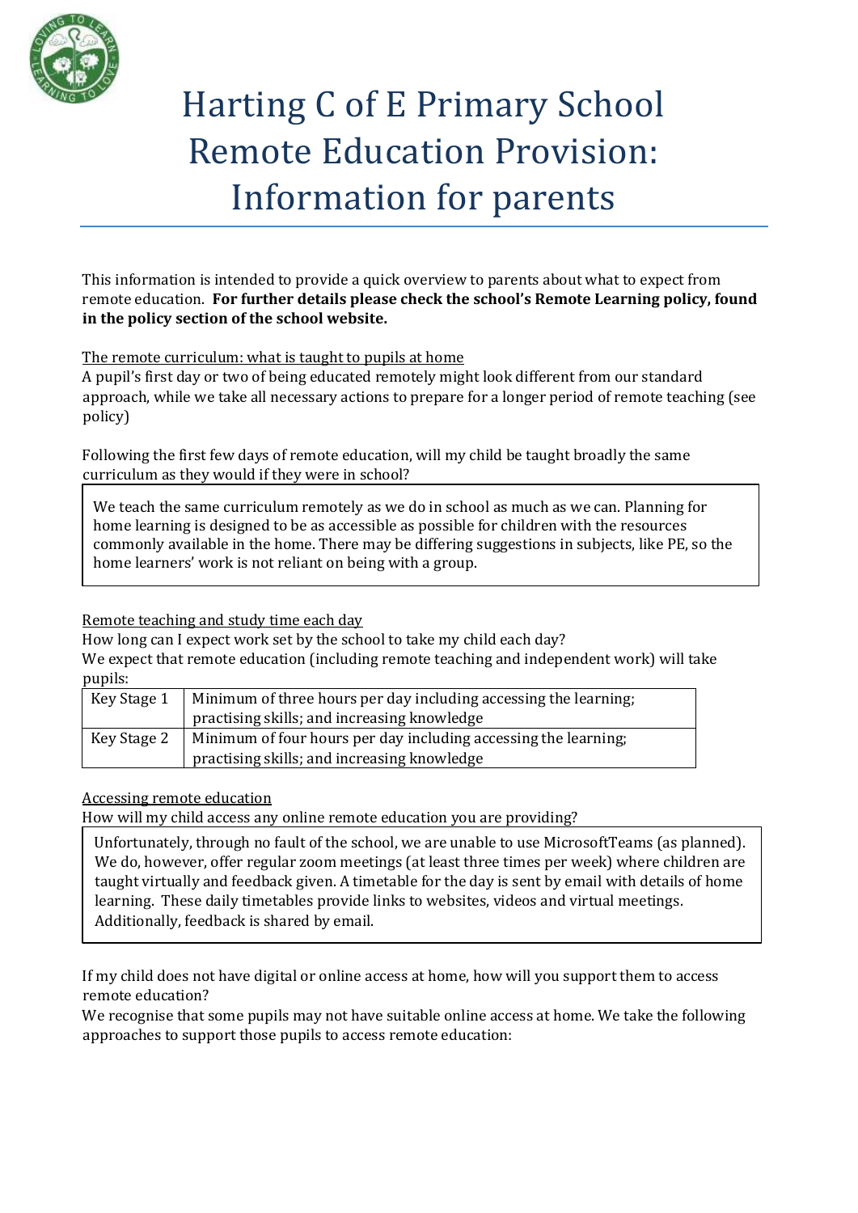# Harting C of E Primary School Remote Education Provision: Information for parents

This information is intended to provide a quick overview to parents about what to expect from remote education. **For further details please check the school's Remote Learning policy, found in the policy section of the school website.**

<u>The remote curriculum: what is taught to pupils at home</u>

A pupil's first day or two of being educated remotely might look different from our standard approach, while we take all necessary actions to prepare for a longer period of remote teaching (see policy)

Following the first few days of remote education, will my child be taught broadly the same curriculum as they would if they were in school?

> We teach the same curriculum remotely as we do in school as much as we can. Planning for home learning is designed to be as accessible as possible for children with the resources commonly available in the home. There may be differing suggestions in subjects, like PE, so the home learners' work is not reliant on being with a group.

<u>Remote teaching and study time each day</u>

How long can I expect work set by the school to take my child each day?

We expect that remote education (including remote teaching and independent work) will take pupils:

| | |
|---|---|
| Key Stage 1 | Minimum of three hours per day including accessing the learning; practising skills; and increasing knowledge |
| Key Stage 2 | Minimum of four hours per day including accessing the learning; practising skills; and increasing knowledge |

<u>Accessing remote education</u>

How will my child access any online remote education you are providing?

> Unfortunately, through no fault of the school, we are unable to use MicrosoftTeams (as planned). We do, however, offer regular zoom meetings (at least three times per week) where children are taught virtually and feedback given. A timetable for the day is sent by email with details of home learning. These daily timetables provide links to websites, videos and virtual meetings. Additionally, feedback is shared by email.

If my child does not have digital or online access at home, how will you support them to access remote education?

We recognise that some pupils may not have suitable online access at home. We take the following approaches to support those pupils to access remote education: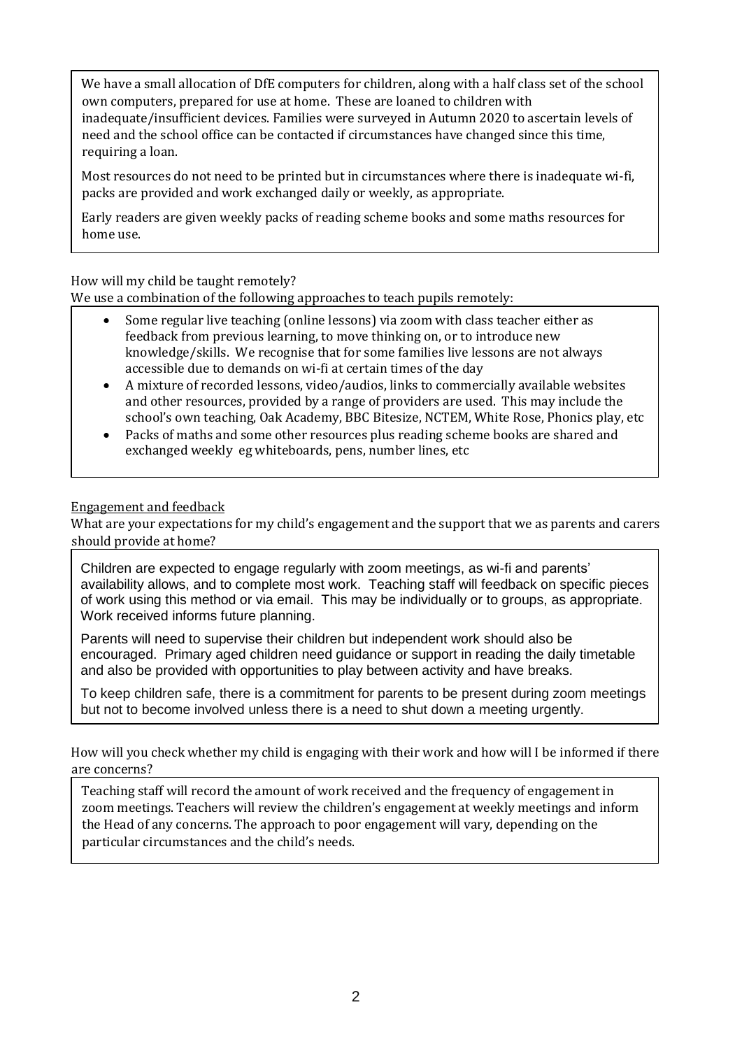We have a small allocation of DfE computers for children, along with a half class set of the school own computers, prepared for use at home. These are loaned to children with inadequate/insufficient devices. Families were surveyed in Autumn 2020 to ascertain levels of need and the school office can be contacted if circumstances have changed since this time, requiring a loan.

Most resources do not need to be printed but in circumstances where there is inadequate wi-fi, packs are provided and work exchanged daily or weekly, as appropriate.

Early readers are given weekly packs of reading scheme books and some maths resources for home use.

How will my child be taught remotely?

We use a combination of the following approaches to teach pupils remotely:

- Some regular live teaching (online lessons) via zoom with class teacher either as feedback from previous learning, to move thinking on, or to introduce new knowledge/skills. We recognise that for some families live lessons are not always accessible due to demands on wi-fi at certain times of the day
- A mixture of recorded lessons, video/audios, links to commercially available websites and other resources, provided by a range of providers are used. This may include the school's own teaching, Oak Academy, BBC Bitesize, NCTEM, White Rose, Phonics play, etc
- Packs of maths and some other resources plus reading scheme books are shared and exchanged weekly eg whiteboards, pens, number lines, etc

## Engagement and feedback

What are your expectations for my child's engagement and the support that we as parents and carers should provide at home?

Children are expected to engage regularly with zoom meetings, as wi-fi and parents' availability allows, and to complete most work. Teaching staff will feedback on specific pieces of work using this method or via email. This may be individually or to groups, as appropriate. Work received informs future planning.

Parents will need to supervise their children but independent work should also be encouraged. Primary aged children need guidance or support in reading the daily timetable and also be provided with opportunities to play between activity and have breaks.

To keep children safe, there is a commitment for parents to be present during zoom meetings but not to become involved unless there is a need to shut down a meeting urgently.

How will you check whether my child is engaging with their work and how will I be informed if there are concerns?

Teaching staff will record the amount of work received and the frequency of engagement in zoom meetings. Teachers will review the children's engagement at weekly meetings and inform the Head of any concerns. The approach to poor engagement will vary, depending on the particular circumstances and the child's needs.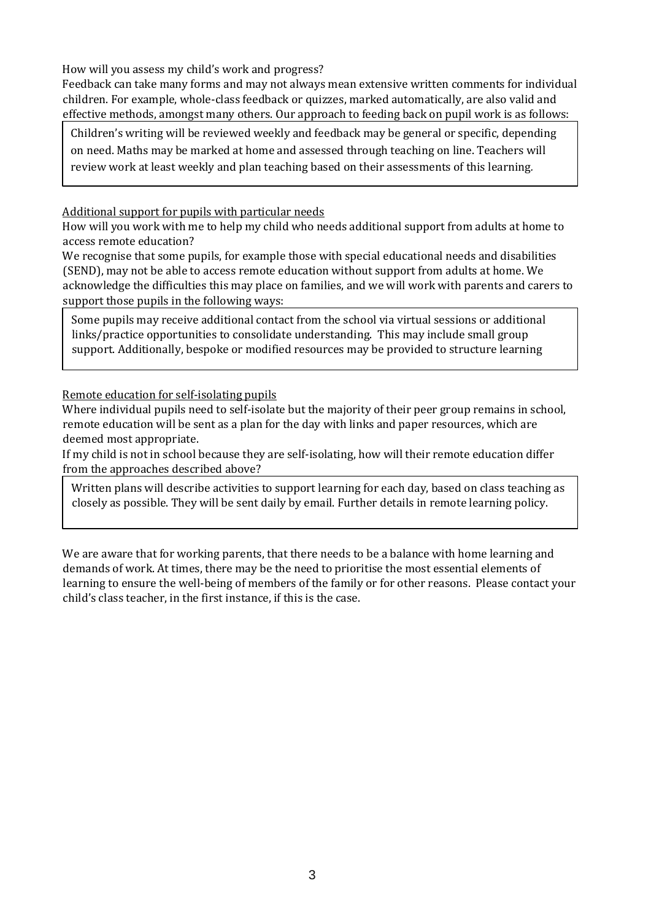How will you assess my child's work and progress?

Feedback can take many forms and may not always mean extensive written comments for individual children. For example, whole-class feedback or quizzes, marked automatically, are also valid and effective methods, amongst many others. Our approach to feeding back on pupil work is as follows:

> Children's writing will be reviewed weekly and feedback may be general or specific, depending on need. Maths may be marked at home and assessed through teaching on line. Teachers will review work at least weekly and plan teaching based on their assessments of this learning.

<u>Additional support for pupils with particular needs</u>

How will you work with me to help my child who needs additional support from adults at home to access remote education?

We recognise that some pupils, for example those with special educational needs and disabilities (SEND), may not be able to access remote education without support from adults at home. We acknowledge the difficulties this may place on families, and we will work with parents and carers to support those pupils in the following ways:

> Some pupils may receive additional contact from the school via virtual sessions or additional links/practice opportunities to consolidate understanding. This may include small group support. Additionally, bespoke or modified resources may be provided to structure learning

<u>Remote education for self-isolating pupils</u>

Where individual pupils need to self-isolate but the majority of their peer group remains in school, remote education will be sent as a plan for the day with links and paper resources, which are deemed most appropriate.

If my child is not in school because they are self-isolating, how will their remote education differ from the approaches described above?

> Written plans will describe activities to support learning for each day, based on class teaching as closely as possible. They will be sent daily by email. Further details in remote learning policy.

We are aware that for working parents, that there needs to be a balance with home learning and demands of work. At times, there may be the need to prioritise the most essential elements of learning to ensure the well-being of members of the family or for other reasons. Please contact your child's class teacher, in the first instance, if this is the case.